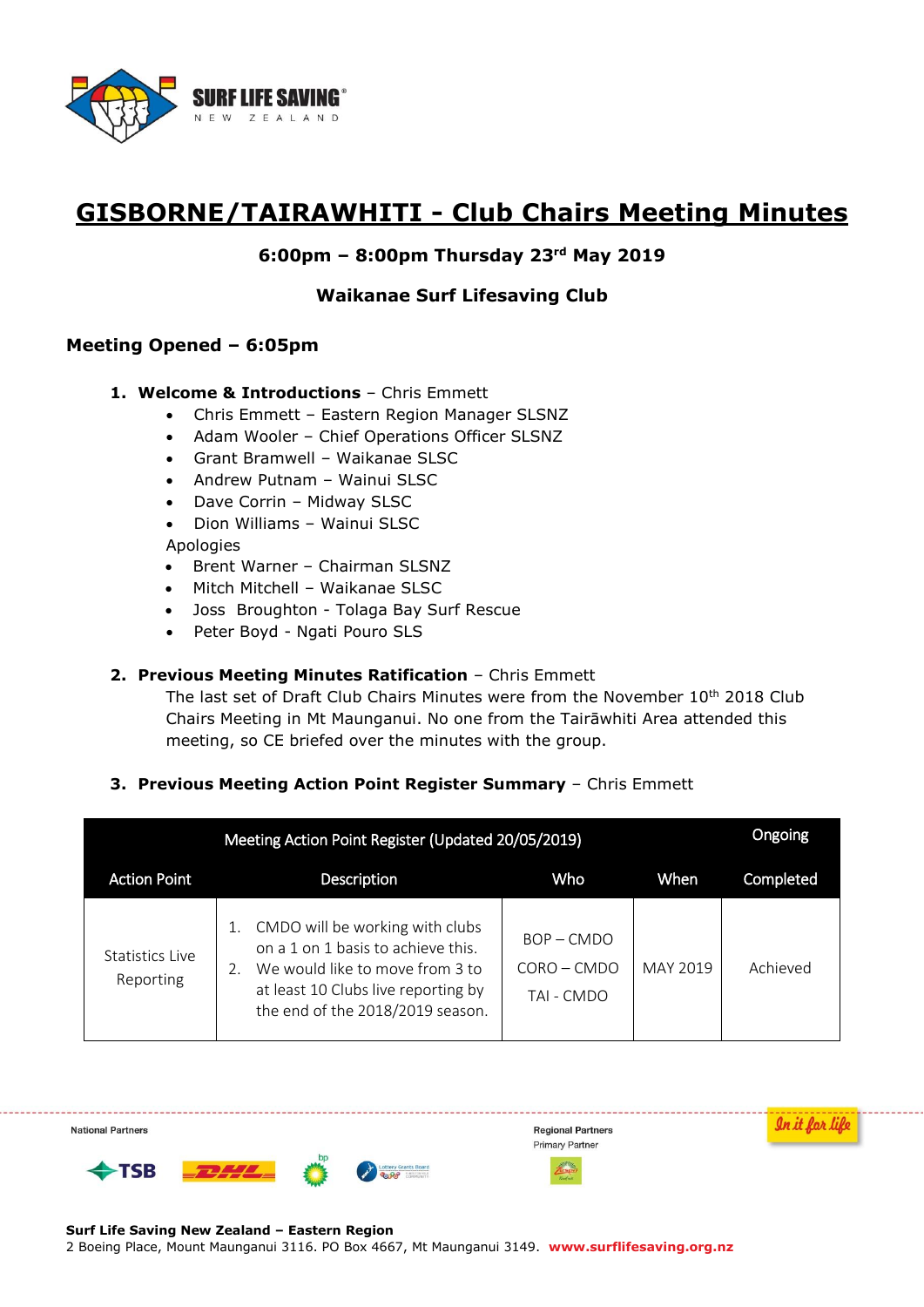# GISBORNE/TAIRAWHITI - Club Chairs Meeting Minutes

**6:00pm – 8:00pm Thursday 23rd May 2019**

**Waikanae Surf Lifesaving Club**

## Meeting Opened – 6:05pm

1. **Welcome & Introductions** – Chris Emmett
   - Chris Emmett – Eastern Region Manager SLSNZ
   - Adam Wooler – Chief Operations Officer SLSNZ
   - Grant Bramwell – Waikanae SLSC
   - Andrew Putnam – Wainui SLSC
   - Dave Corrin – Midway SLSC
   - Dion Williams – Wainui SLSC

   Apologies
   - Brent Warner – Chairman SLSNZ
   - Mitch Mitchell – Waikanae SLSC
   - Joss Broughton - Tolaga Bay Surf Rescue
   - Peter Boyd - Ngati Pouro SLS

2. **Previous Meeting Minutes Ratification** – Chris Emmett

   The last set of Draft Club Chairs Minutes were from the November 10th 2018 Club Chairs Meeting in Mt Maunganui. No one from the Tairāwhiti Area attended this meeting, so CE briefed over the minutes with the group.

3. **Previous Meeting Action Point Register Summary** – Chris Emmett

| Meeting Action Point Register (Updated 20/05/2019) | | | | Ongoing |
|---|---|---|---|---|
| Action Point | Description | Who | When | Completed |
| Statistics Live Reporting | 1. CMDO will be working with clubs on a 1 on 1 basis to achieve this.<br>2. We would like to move from 3 to at least 10 Clubs live reporting by the end of the 2018/2019 season. | BOP – CMDO<br>CORO – CMDO<br>TAI - CMDO | MAY 2019 | Achieved |

**Surf Life Saving New Zealand – Eastern Region**
2 Boeing Place, Mount Maunganui 3116. PO Box 4667, Mt Maunganui 3149. www.surflifesaving.org.nz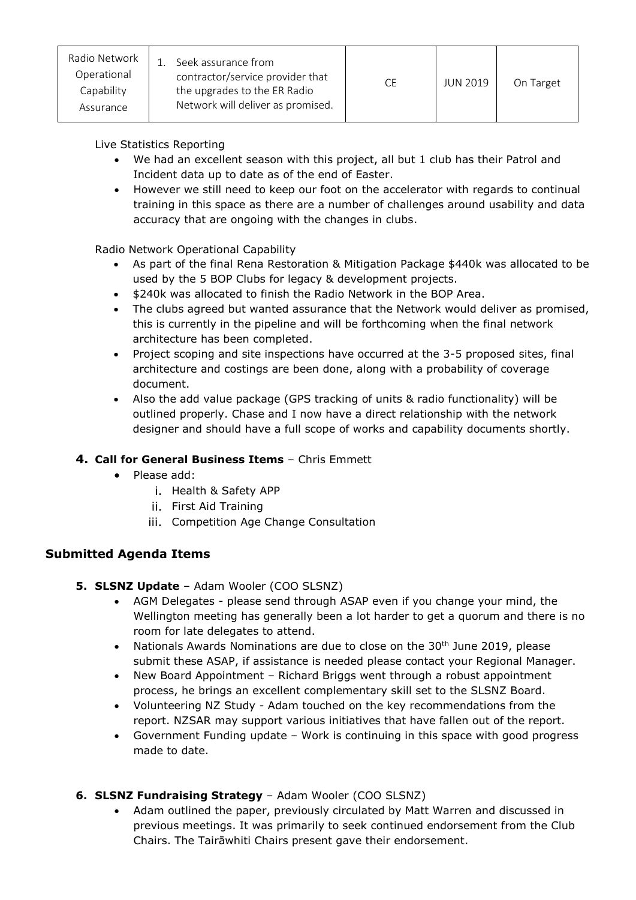| Radio Network Operational Capability Assurance | 1. Seek assurance from contractor/service provider that the upgrades to the ER Radio Network will deliver as promised. | CE | JUN 2019 | On Target |
|---|---|---|---|---|

Live Statistics Reporting

- We had an excellent season with this project, all but 1 club has their Patrol and Incident data up to date as of the end of Easter.
- However we still need to keep our foot on the accelerator with regards to continual training in this space as there are a number of challenges around usability and data accuracy that are ongoing with the changes in clubs.

Radio Network Operational Capability

- As part of the final Rena Restoration & Mitigation Package $440k was allocated to be used by the 5 BOP Clubs for legacy & development projects.
- $240k was allocated to finish the Radio Network in the BOP Area.
- The clubs agreed but wanted assurance that the Network would deliver as promised, this is currently in the pipeline and will be forthcoming when the final network architecture has been completed.
- Project scoping and site inspections have occurred at the 3-5 proposed sites, final architecture and costings are been done, along with a probability of coverage document.
- Also the add value package (GPS tracking of units & radio functionality) will be outlined properly. Chase and I now have a direct relationship with the network designer and should have a full scope of works and capability documents shortly.

**4. Call for General Business Items** – Chris Emmett

- Please add:
  i. Health & Safety APP
  ii. First Aid Training
  iii. Competition Age Change Consultation

## Submitted Agenda Items

**5. SLSNZ Update** – Adam Wooler (COO SLSNZ)

- AGM Delegates - please send through ASAP even if you change your mind, the Wellington meeting has generally been a lot harder to get a quorum and there is no room for late delegates to attend.
- Nationals Awards Nominations are due to close on the 30th June 2019, please submit these ASAP, if assistance is needed please contact your Regional Manager.
- New Board Appointment – Richard Briggs went through a robust appointment process, he brings an excellent complementary skill set to the SLSNZ Board.
- Volunteering NZ Study - Adam touched on the key recommendations from the report. NZSAR may support various initiatives that have fallen out of the report.
- Government Funding update – Work is continuing in this space with good progress made to date.

**6. SLSNZ Fundraising Strategy** – Adam Wooler (COO SLSNZ)

- Adam outlined the paper, previously circulated by Matt Warren and discussed in previous meetings. It was primarily to seek continued endorsement from the Club Chairs. The Tairāwhiti Chairs present gave their endorsement.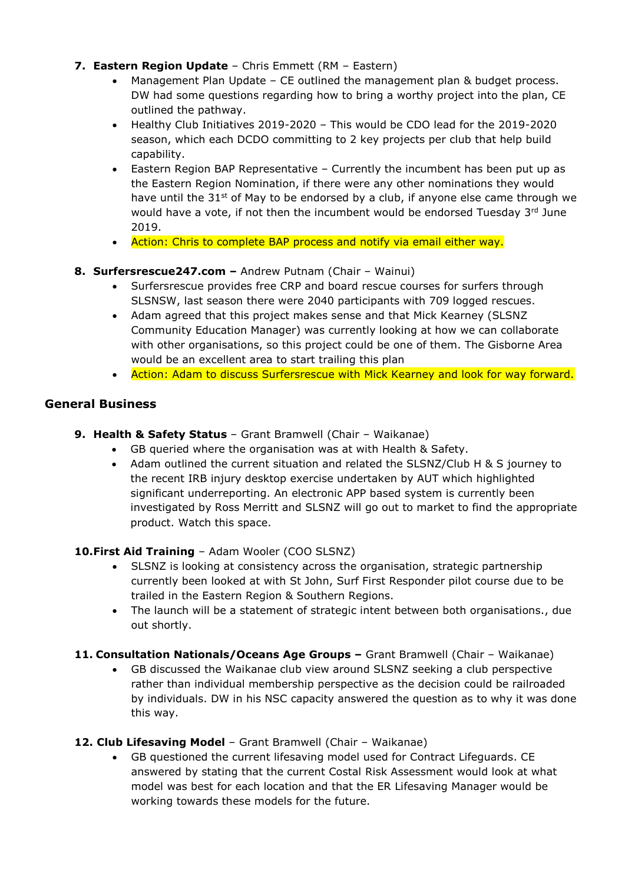7. **Eastern Region Update** – Chris Emmett (RM – Eastern)
   - Management Plan Update – CE outlined the management plan & budget process. DW had some questions regarding how to bring a worthy project into the plan, CE outlined the pathway.
   - Healthy Club Initiatives 2019-2020 – This would be CDO lead for the 2019-2020 season, which each DCDO committing to 2 key projects per club that help build capability.
   - Eastern Region BAP Representative – Currently the incumbent has been put up as the Eastern Region Nomination, if there were any other nominations they would have until the 31st of May to be endorsed by a club, if anyone else came through we would have a vote, if not then the incumbent would be endorsed Tuesday 3rd June 2019.
   - Action: Chris to complete BAP process and notify via email either way.

8. **Surfersrescue247.com –** Andrew Putnam (Chair – Wainui)
   - Surfersrescue provides free CRP and board rescue courses for surfers through SLSNSW, last season there were 2040 participants with 709 logged rescues.
   - Adam agreed that this project makes sense and that Mick Kearney (SLSNZ Community Education Manager) was currently looking at how we can collaborate with other organisations, so this project could be one of them. The Gisborne Area would be an excellent area to start trailing this plan
   - Action: Adam to discuss Surfersrescue with Mick Kearney and look for way forward.

## General Business

9. **Health & Safety Status** – Grant Bramwell (Chair – Waikanae)
   - GB queried where the organisation was at with Health & Safety.
   - Adam outlined the current situation and related the SLSNZ/Club H & S journey to the recent IRB injury desktop exercise undertaken by AUT which highlighted significant underreporting. An electronic APP based system is currently been investigated by Ross Merritt and SLSNZ will go out to market to find the appropriate product. Watch this space.

10. **First Aid Training** – Adam Wooler (COO SLSNZ)
    - SLSNZ is looking at consistency across the organisation, strategic partnership currently been looked at with St John, Surf First Responder pilot course due to be trailed in the Eastern Region & Southern Regions.
    - The launch will be a statement of strategic intent between both organisations., due out shortly.

11. **Consultation Nationals/Oceans Age Groups –** Grant Bramwell (Chair – Waikanae)
    - GB discussed the Waikanae club view around SLSNZ seeking a club perspective rather than individual membership perspective as the decision could be railroaded by individuals. DW in his NSC capacity answered the question as to why it was done this way.

12. **Club Lifesaving Model** – Grant Bramwell (Chair – Waikanae)
    - GB questioned the current lifesaving model used for Contract Lifeguards. CE answered by stating that the current Costal Risk Assessment would look at what model was best for each location and that the ER Lifesaving Manager would be working towards these models for the future.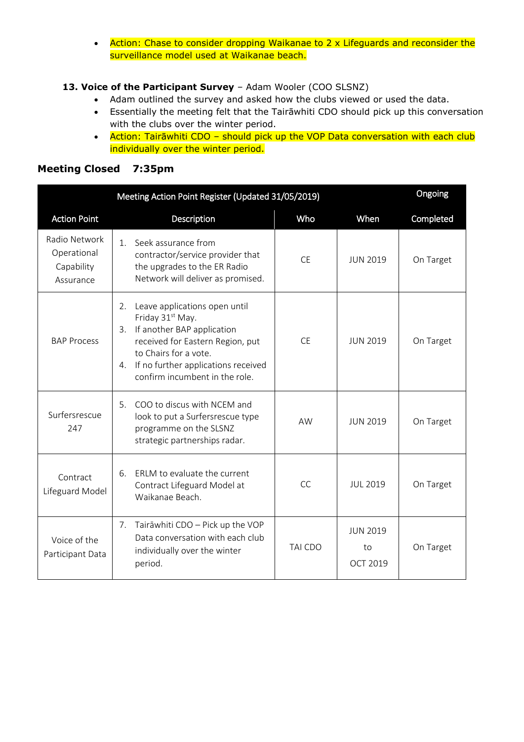- Action: Chase to consider dropping Waikanae to 2 x Lifeguards and reconsider the surveillance model used at Waikanae beach.

**13. Voice of the Participant Survey** – Adam Wooler (COO SLSNZ)

- Adam outlined the survey and asked how the clubs viewed or used the data.
- Essentially the meeting felt that the Tairāwhiti CDO should pick up this conversation with the clubs over the winter period.
- Action: Tairāwhiti CDO – should pick up the VOP Data conversation with each club individually over the winter period.

**Meeting Closed 7:35pm**

| Meeting Action Point Register (Updated 31/05/2019) | | | | Ongoing |
|---|---|---|---|---|
| Action Point | Description | Who | When | Completed |
| Radio Network Operational Capability Assurance | 1. Seek assurance from contractor/service provider that the upgrades to the ER Radio Network will deliver as promised. | CE | JUN 2019 | On Target |
| BAP Process | 2. Leave applications open until Friday 31st May.<br>3. If another BAP application received for Eastern Region, put to Chairs for a vote.<br>4. If no further applications received confirm incumbent in the role. | CE | JUN 2019 | On Target |
| Surfersrescue 247 | 5. COO to discus with NCEM and look to put a Surfersrescue type programme on the SLSNZ strategic partnerships radar. | AW | JUN 2019 | On Target |
| Contract Lifeguard Model | 6. ERLM to evaluate the current Contract Lifeguard Model at Waikanae Beach. | CC | JUL 2019 | On Target |
| Voice of the Participant Data | 7. Tairāwhiti CDO – Pick up the VOP Data conversation with each club individually over the winter period. | TAI CDO | JUN 2019 to OCT 2019 | On Target |